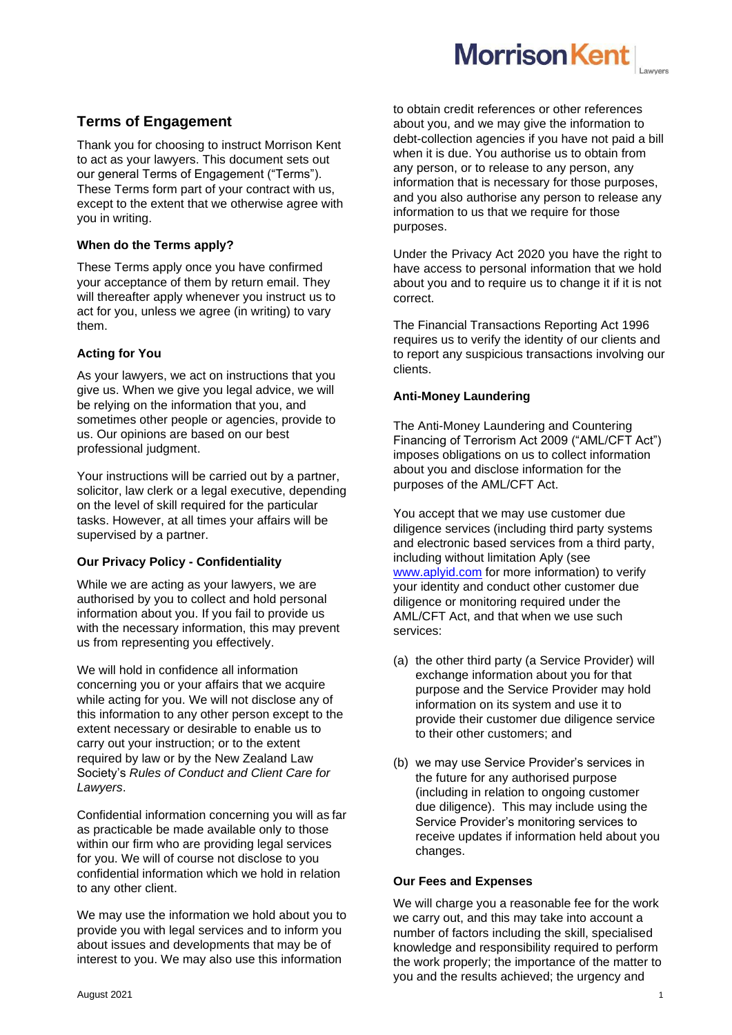# Terms of Engagement

Thank you for choosing to instruct Morrison Kent to act as your lawyers. This document sets out our general Terms of Engagement ("Terms"). These Terms form part of your contract with us, except to the extent that we otherwise agree with you in writing.

### When do the Terms apply?

These Terms apply once you have confirmed your acceptance of them by return email. They will thereafter apply whenever you instruct us to act for you, unless we agree (in writing) to vary them.

### Acting for You

As your lawyers, we act on instructions that you give us. When we give you legal advice, we will be relying on the information that you, and sometimes other people or agencies, provide to us. Our opinions are based on our best professional judgment.

Your instructions will be carried out by a partner, solicitor, law clerk or a legal executive, depending on the level of skill required for the particular tasks. However, at all times your affairs will be supervised by a partner.

### Our Privacy Policy - Confidentiality

While we are acting as your lawyers, we are authorised by you to collect and hold personal information about you. If you fail to provide us with the necessary information, this may prevent us from representing you effectively.

We will hold in confidence all information concerning you or your affairs that we acquire while acting for you. We will not disclose any of this information to any other person except to the extent necessary or desirable to enable us to carry out your instruction; or to the extent required by law or by the New Zealand Law Society's *Rules of Conduct and Client Care for Lawyers*.

Confidential information concerning you will as far as practicable be made available only to those within our firm who are providing legal services for you. We will of course not disclose to you confidential information which we hold in relation to any other client.

We may use the information we hold about you to provide you with legal services and to inform you about issues and developments that may be of interest to you. We may also use this information to obtain credit references or other references about you, and we may give the information to debt-collection agencies if you have not paid a bill when it is due. You authorise us to obtain from any person, or to release to any person, any information that is necessary for those purposes, and you also authorise any person to release any information to us that we require for those purposes.

Under the Privacy Act 2020 you have the right to have access to personal information that we hold about you and to require us to change it if it is not correct.

The Financial Transactions Reporting Act 1996 requires us to verify the identity of our clients and to report any suspicious transactions involving our clients.

### Anti-Money Laundering

The Anti-Money Laundering and Countering Financing of Terrorism Act 2009 ("AML/CFT Act") imposes obligations on us to collect information about you and disclose information for the purposes of the AML/CFT Act.

You accept that we may use customer due diligence services (including third party systems and electronic based services from a third party, including without limitation Aply (see www.aplyid.com for more information) to verify your identity and conduct other customer due diligence or monitoring required under the AML/CFT Act, and that when we use such services:

(a) the other third party (a Service Provider) will exchange information about you for that purpose and the Service Provider may hold information on its system and use it to provide their customer due diligence service to their other customers; and

(b) we may use Service Provider's services in the future for any authorised purpose (including in relation to ongoing customer due diligence). This may include using the Service Provider's monitoring services to receive updates if information held about you changes.

### Our Fees and Expenses

We will charge you a reasonable fee for the work we carry out, and this may take into account a number of factors including the skill, specialised knowledge and responsibility required to perform the work properly; the importance of the matter to you and the results achieved; the urgency and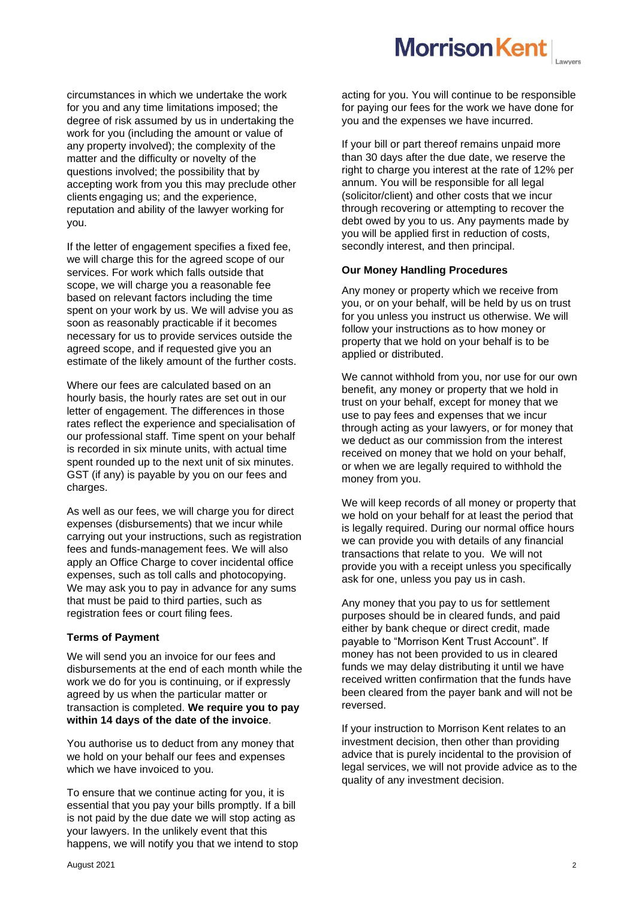circumstances in which we undertake the work for you and any time limitations imposed; the degree of risk assumed by us in undertaking the work for you (including the amount or value of any property involved); the complexity of the matter and the difficulty or novelty of the questions involved; the possibility that by accepting work from you this may preclude other clients engaging us; and the experience, reputation and ability of the lawyer working for you.

If the letter of engagement specifies a fixed fee, we will charge this for the agreed scope of our services. For work which falls outside that scope, we will charge you a reasonable fee based on relevant factors including the time spent on your work by us. We will advise you as soon as reasonably practicable if it becomes necessary for us to provide services outside the agreed scope, and if requested give you an estimate of the likely amount of the further costs.

Where our fees are calculated based on an hourly basis, the hourly rates are set out in our letter of engagement. The differences in those rates reflect the experience and specialisation of our professional staff. Time spent on your behalf is recorded in six minute units, with actual time spent rounded up to the next unit of six minutes. GST (if any) is payable by you on our fees and charges.

As well as our fees, we will charge you for direct expenses (disbursements) that we incur while carrying out your instructions, such as registration fees and funds-management fees. We will also apply an Office Charge to cover incidental office expenses, such as toll calls and photocopying. We may ask you to pay in advance for any sums that must be paid to third parties, such as registration fees or court filing fees.

**Terms of Payment**

We will send you an invoice for our fees and disbursements at the end of each month while the work we do for you is continuing, or if expressly agreed by us when the particular matter or transaction is completed. **We require you to pay within 14 days of the date of the invoice**.

You authorise us to deduct from any money that we hold on your behalf our fees and expenses which we have invoiced to you.

To ensure that we continue acting for you, it is essential that you pay your bills promptly. If a bill is not paid by the due date we will stop acting as your lawyers. In the unlikely event that this happens, we will notify you that we intend to stop acting for you. You will continue to be responsible for paying our fees for the work we have done for you and the expenses we have incurred.

If your bill or part thereof remains unpaid more than 30 days after the due date, we reserve the right to charge you interest at the rate of 12% per annum. You will be responsible for all legal (solicitor/client) and other costs that we incur through recovering or attempting to recover the debt owed by you to us. Any payments made by you will be applied first in reduction of costs, secondly interest, and then principal.

**Our Money Handling Procedures**

Any money or property which we receive from you, or on your behalf, will be held by us on trust for you unless you instruct us otherwise. We will follow your instructions as to how money or property that we hold on your behalf is to be applied or distributed.

We cannot withhold from you, nor use for our own benefit, any money or property that we hold in trust on your behalf, except for money that we use to pay fees and expenses that we incur through acting as your lawyers, or for money that we deduct as our commission from the interest received on money that we hold on your behalf, or when we are legally required to withhold the money from you.

We will keep records of all money or property that we hold on your behalf for at least the period that is legally required. During our normal office hours we can provide you with details of any financial transactions that relate to you. We will not provide you with a receipt unless you specifically ask for one, unless you pay us in cash.

Any money that you pay to us for settlement purposes should be in cleared funds, and paid either by bank cheque or direct credit, made payable to "Morrison Kent Trust Account". If money has not been provided to us in cleared funds we may delay distributing it until we have received written confirmation that the funds have been cleared from the payer bank and will not be reversed.

If your instruction to Morrison Kent relates to an investment decision, then other than providing advice that is purely incidental to the provision of legal services, we will not provide advice as to the quality of any investment decision.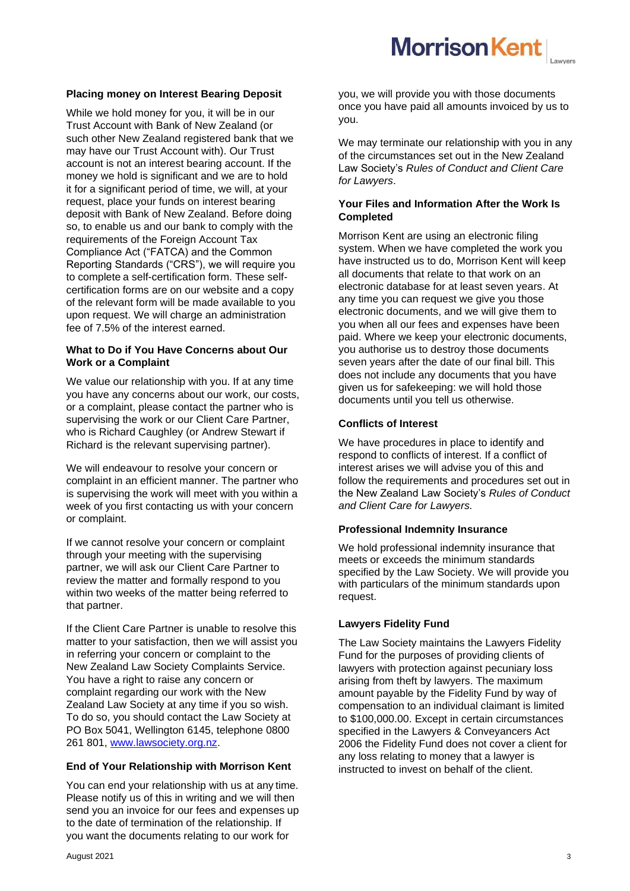### Placing money on Interest Bearing Deposit

While we hold money for you, it will be in our Trust Account with Bank of New Zealand (or such other New Zealand registered bank that we may have our Trust Account with). Our Trust account is not an interest bearing account. If the money we hold is significant and we are to hold it for a significant period of time, we will, at your request, place your funds on interest bearing deposit with Bank of New Zealand. Before doing so, to enable us and our bank to comply with the requirements of the Foreign Account Tax Compliance Act ("FATCA") and the Common Reporting Standards ("CRS"), we will require you to complete a self-certification form. These self-certification forms are on our website and a copy of the relevant form will be made available to you upon request. We will charge an administration fee of 7.5% of the interest earned.

### What to Do if You Have Concerns about Our Work or a Complaint

We value our relationship with you. If at any time you have any concerns about our work, our costs, or a complaint, please contact the partner who is supervising the work or our Client Care Partner, who is Richard Caughley (or Andrew Stewart if Richard is the relevant supervising partner).

We will endeavour to resolve your concern or complaint in an efficient manner. The partner who is supervising the work will meet with you within a week of you first contacting us with your concern or complaint.

If we cannot resolve your concern or complaint through your meeting with the supervising partner, we will ask our Client Care Partner to review the matter and formally respond to you within two weeks of the matter being referred to that partner.

If the Client Care Partner is unable to resolve this matter to your satisfaction, then we will assist you in referring your concern or complaint to the New Zealand Law Society Complaints Service. You have a right to raise any concern or complaint regarding our work with the New Zealand Law Society at any time if you so wish. To do so, you should contact the Law Society at PO Box 5041, Wellington 6145, telephone 0800 261 801, [www.lawsociety.org.nz](http://www.lawsociety.org.nz).

### End of Your Relationship with Morrison Kent

You can end your relationship with us at any time. Please notify us of this in writing and we will then send you an invoice for our fees and expenses up to the date of termination of the relationship. If you want the documents relating to our work for you, we will provide you with those documents once you have paid all amounts invoiced by us to you.

We may terminate our relationship with you in any of the circumstances set out in the New Zealand Law Society's *Rules of Conduct and Client Care for Lawyers*.

### Your Files and Information After the Work Is Completed

Morrison Kent are using an electronic filing system. When we have completed the work you have instructed us to do, Morrison Kent will keep all documents that relate to that work on an electronic database for at least seven years. At any time you can request we give you those electronic documents, and we will give them to you when all our fees and expenses have been paid. Where we keep your electronic documents, you authorise us to destroy those documents seven years after the date of our final bill. This does not include any documents that you have given us for safekeeping: we will hold those documents until you tell us otherwise.

### Conflicts of Interest

We have procedures in place to identify and respond to conflicts of interest. If a conflict of interest arises we will advise you of this and follow the requirements and procedures set out in the New Zealand Law Society's *Rules of Conduct and Client Care for Lawyers.*

### Professional Indemnity Insurance

We hold professional indemnity insurance that meets or exceeds the minimum standards specified by the Law Society. We will provide you with particulars of the minimum standards upon request.

### Lawyers Fidelity Fund

The Law Society maintains the Lawyers Fidelity Fund for the purposes of providing clients of lawyers with protection against pecuniary loss arising from theft by lawyers. The maximum amount payable by the Fidelity Fund by way of compensation to an individual claimant is limited to $100,000.00. Except in certain circumstances specified in the Lawyers & Conveyancers Act 2006 the Fidelity Fund does not cover a client for any loss relating to money that a lawyer is instructed to invest on behalf of the client.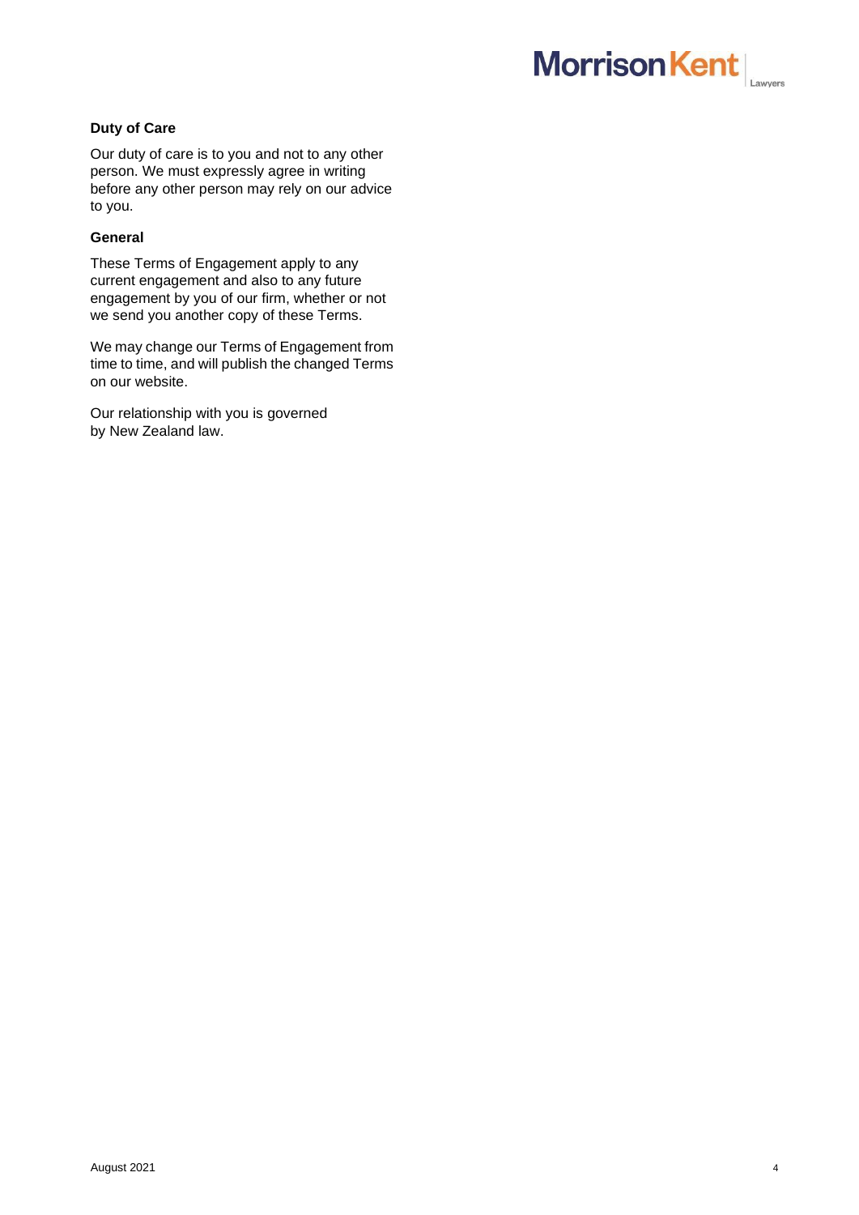### Duty of Care

Our duty of care is to you and not to any other person. We must expressly agree in writing before any other person may rely on our advice to you.

### General

These Terms of Engagement apply to any current engagement and also to any future engagement by you of our firm, whether or not we send you another copy of these Terms.

We may change our Terms of Engagement from time to time, and will publish the changed Terms on our website.

Our relationship with you is governed by New Zealand law.